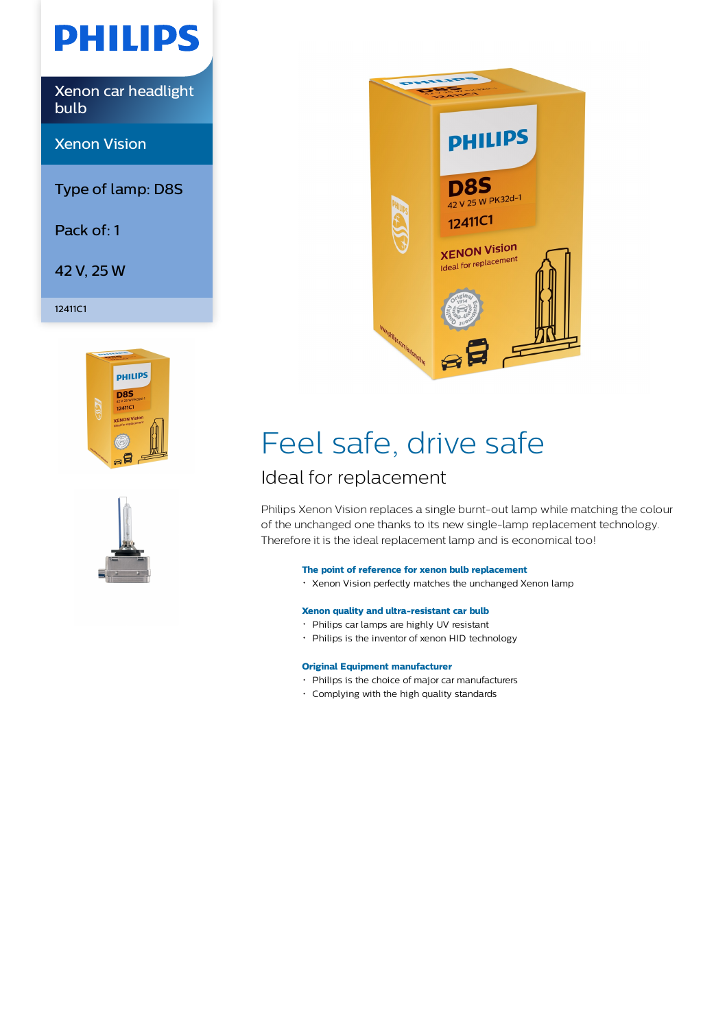# PHILIPS

Xenon car headlight bulb

## Xenon Vision

Type of lamp: D8S

Pack of: 1

42 V, 25 W

12411C1

# Feel safe, drive safe

## Ideal for replacement

Philips Xenon Vision replaces a single burnt-out lamp while matching the colour of the unchanged one thanks to its new single-lamp replacement technology. Therefore it is the ideal replacement lamp and is economical too!

### The point of reference for xenon bulb replacement

- Xenon Vision perfectly matches the unchanged Xenon lamp

### Xenon quality and ultra-resistant car bulb

- Philips car lamps are highly UV resistant
- Philips is the inventor of xenon HID technology

### Original Equipment manufacturer

- Philips is the choice of major car manufacturers
- Complying with the high quality standards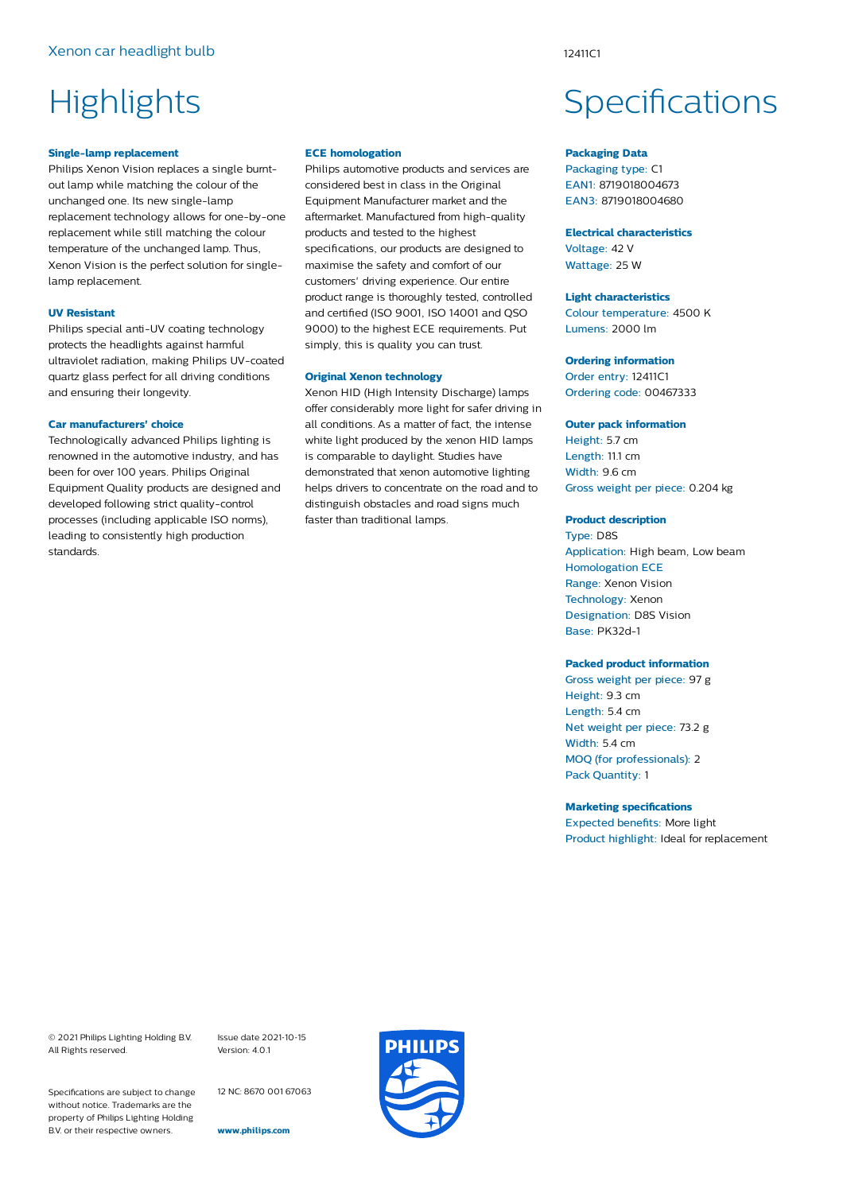Xenon car headlight bulb

12411C1

# Highlights

### Single-lamp replacement

Philips Xenon Vision replaces a single burnt-out lamp while matching the colour of the unchanged one. Its new single-lamp replacement technology allows for one-by-one replacement while still matching the colour temperature of the unchanged lamp. Thus, Xenon Vision is the perfect solution for single-lamp replacement.

### UV Resistant

Philips special anti-UV coating technology protects the headlights against harmful ultraviolet radiation, making Philips UV-coated quartz glass perfect for all driving conditions and ensuring their longevity.

### Car manufacturers' choice

Technologically advanced Philips lighting is renowned in the automotive industry, and has been for over 100 years. Philips Original Equipment Quality products are designed and developed following strict quality-control processes (including applicable ISO norms), leading to consistently high production standards.

### ECE homologation

Philips automotive products and services are considered best in class in the Original Equipment Manufacturer market and the aftermarket. Manufactured from high-quality products and tested to the highest specifications, our products are designed to maximise the safety and comfort of our customers' driving experience. Our entire product range is thoroughly tested, controlled and certified (ISO 9001, ISO 14001 and QSO 9000) to the highest ECE requirements. Put simply, this is quality you can trust.

### Original Xenon technology

Xenon HID (High Intensity Discharge) lamps offer considerably more light for safer driving in all conditions. As a matter of fact, the intense white light produced by the xenon HID lamps is comparable to daylight. Studies have demonstrated that xenon automotive lighting helps drivers to concentrate on the road and to distinguish obstacles and road signs much faster than traditional lamps.

# Specifications

### Packaging Data

- Packaging type: C1
- EAN1: 8719018004673
- EAN3: 8719018004680

### Electrical characteristics

- Voltage: 42 V
- Wattage: 25 W

### Light characteristics

- Colour temperature: 4500 K
- Lumens: 2000 lm

### Ordering information

- Order entry: 12411C1
- Ordering code: 00467333

### Outer pack information

- Height: 5.7 cm
- Length: 11.1 cm
- Width: 9.6 cm
- Gross weight per piece: 0.204 kg

### Product description

- Type: D8S
- Application: High beam, Low beam
- Homologation ECE
- Range: Xenon Vision
- Technology: Xenon
- Designation: D8S Vision
- Base: PK32d-1

### Packed product information

- Gross weight per piece: 97 g
- Height: 9.3 cm
- Length: 5.4 cm
- Net weight per piece: 73.2 g
- Width: 5.4 cm
- MOQ (for professionals): 2
- Pack Quantity: 1

### Marketing specifications

- Expected benefits: More light
- Product highlight: Ideal for replacement

© 2021 Philips Lighting Holding B.V.
All Rights reserved.

Issue date 2021-10-15
Version: 4.0.1

Specifications are subject to change without notice. Trademarks are the property of Philips Lighting Holding B.V. or their respective owners.

12 NC: 8670 001 67063

www.philips.com